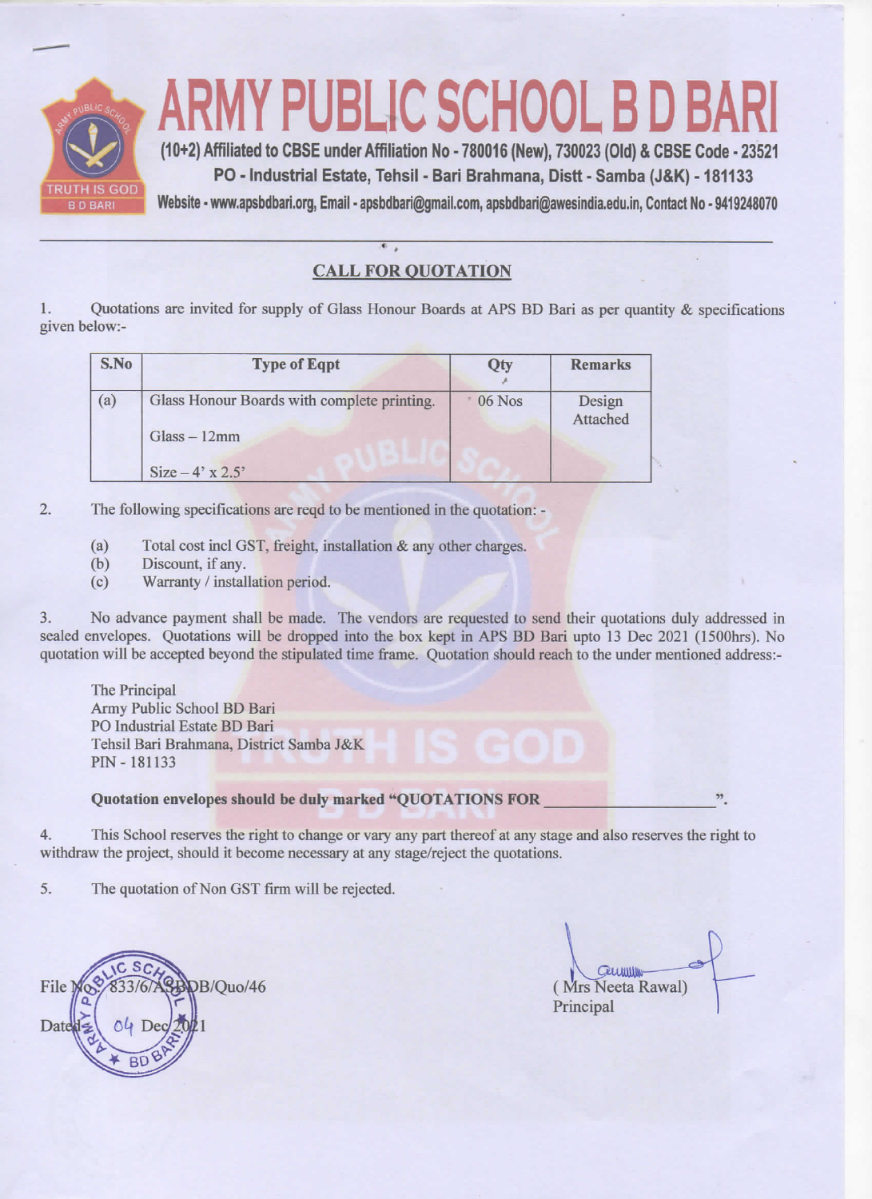# ARMY PUBLIC SCHOOL B D BARI

**(10+2) Affiliated to CBSE under Affiliation No - 780016 (New), 730023 (Old) & CBSE Code - 23521**
**PO - Industrial Estate, Tehsil - Bari Brahmana, Distt - Samba (J&K) - 181133**
**Website - www.apsbdbari.org, Email - apsbdbari@gmail.com, apsbdbari@awesindia.edu.in, Contact No - 9419248070**

---

## CALL FOR QUOTATION

1. Quotations are invited for supply of Glass Honour Boards at APS BD Bari as per quantity & specifications given below:-

| S.No | Type of Eqpt | Qty | Remarks |
|---|---|---|---|
| (a) | Glass Honour Boards with complete printing.<br><br>Glass – 12mm<br><br>Size – 4' x 2.5' | 06 Nos | Design Attached |

2. The following specifications are reqd to be mentioned in the quotation: -

   (a) Total cost incl GST, freight, installation & any other charges.
   (b) Discount, if any.
   (c) Warranty / installation period.

3. No advance payment shall be made. The vendors are requested to send their quotations duly addressed in sealed envelopes. Quotations will be dropped into the box kept in APS BD Bari upto 13 Dec 2021 (1500hrs). No quotation will be accepted beyond the stipulated time frame. Quotation should reach to the under mentioned address:-

   The Principal
   Army Public School BD Bari
   PO Industrial Estate BD Bari
   Tehsil Bari Brahmana, District Samba J&K
   PIN - 181133

   **Quotation envelopes should be duly marked "QUOTATIONS FOR ____________________".**

4. This School reserves the right to change or vary any part thereof at any stage and also reserves the right to withdraw the project, should it become necessary at any stage/reject the quotations.

5. The quotation of Non GST firm will be rejected.

File No. 833/6/APSBDB/Quo/46

Dated: 04 Dec 2021

( Mrs Neeta Rawal)
Principal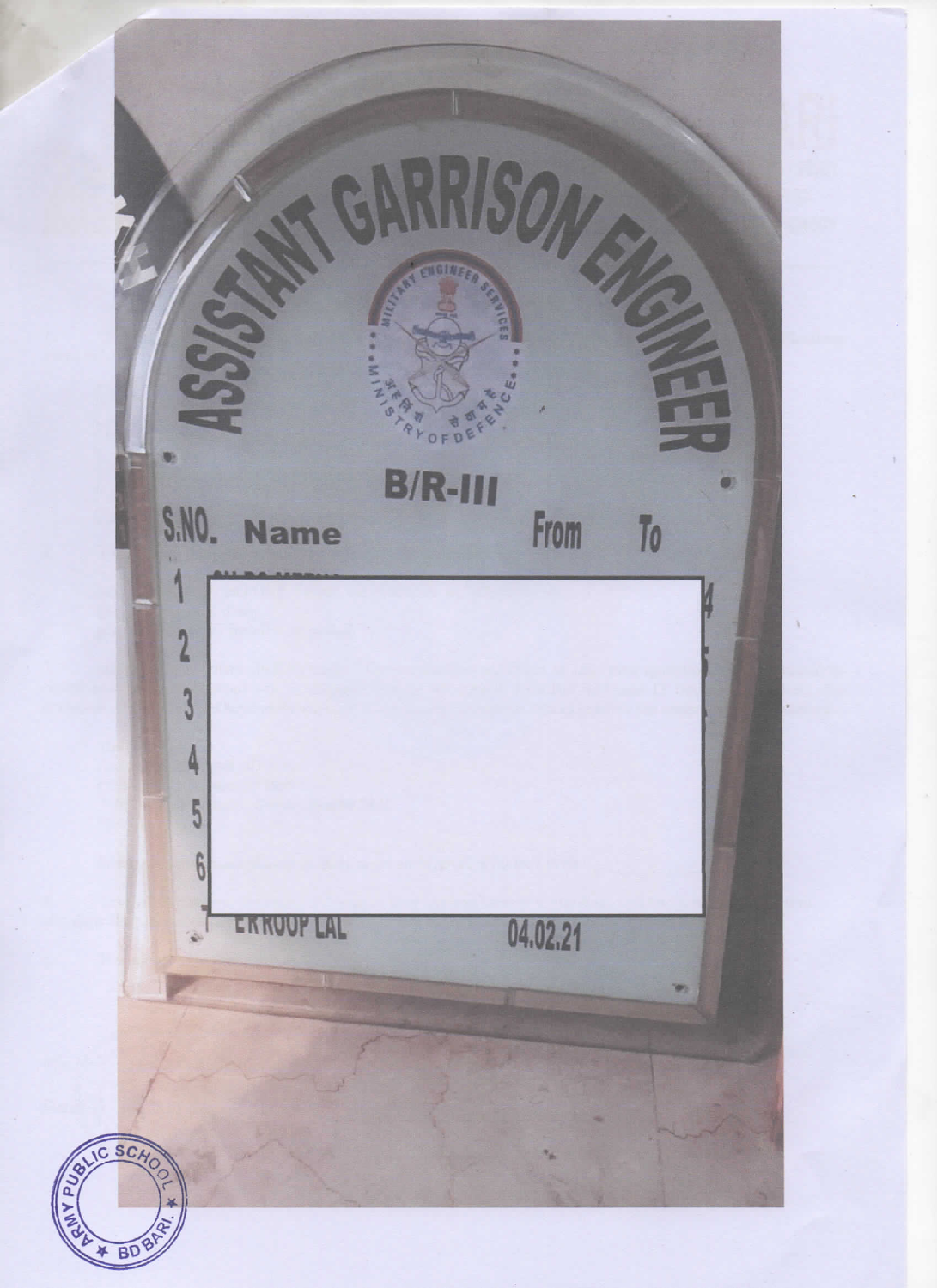# ASSISTANT GARRISON ENGINEER

MILITARY ENGINEER SERVICES

MINISTRY OF DEFENCE

## B/R-III

| S.NO. | Name | From | To |
|---|---|---|---|
| 1 | | | 4 |
| 2 | | | |
| 3 | | | |
| 4 | | | |
| 5 | | | |
| 6 | | | |
| 7 | ER ROOP LAL | 04.02.21 | |

ARMY PUBLIC SCHOOL ★ BD BARI ★